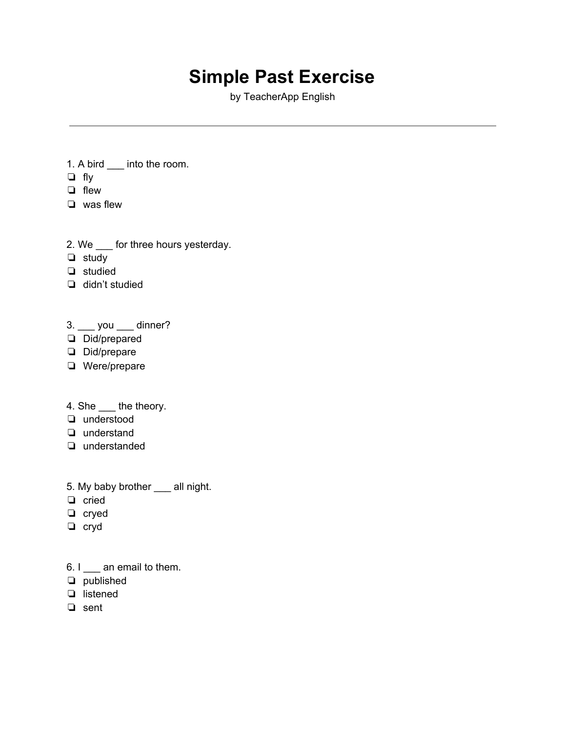# Simple Past Exercise

by TeacherApp English

---

1. A bird ___ into the room.
- ❏ fly
- ❏ flew
- ❏ was flew

2. We ___ for three hours yesterday.
- ❏ study
- ❏ studied
- ❏ didn't studied

3. ___ you ___ dinner?
- ❏ Did/prepared
- ❏ Did/prepare
- ❏ Were/prepare

4. She ___ the theory.
- ❏ understood
- ❏ understand
- ❏ understanded

5. My baby brother ___ all night.
- ❏ cried
- ❏ cryed
- ❏ cryd

6. I ___ an email to them.
- ❏ published
- ❏ listened
- ❏ sent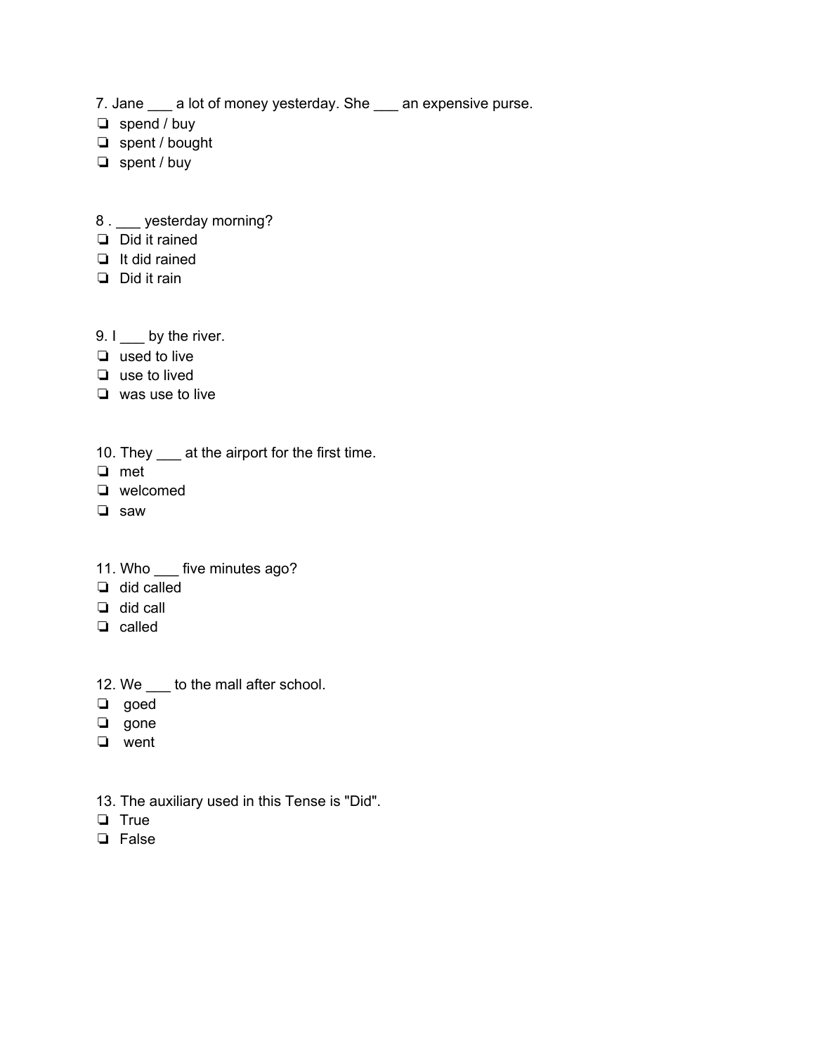7. Jane ___ a lot of money yesterday. She ___ an expensive purse.

- ❏ spend / buy
- ❏ spent / bought
- ❏ spent / buy

8 . ___ yesterday morning?

- ❏ Did it rained
- ❏ It did rained
- ❏ Did it rain

9. I ___ by the river.

- ❏ used to live
- ❏ use to lived
- ❏ was use to live

10. They ___ at the airport for the first time.

- ❏ met
- ❏ welcomed
- ❏ saw

11. Who ___ five minutes ago?

- ❏ did called
- ❏ did call
- ❏ called

12. We ___ to the mall after school.

- ❏ goed
- ❏ gone
- ❏ went

13. The auxiliary used in this Tense is "Did".

- ❏ True
- ❏ False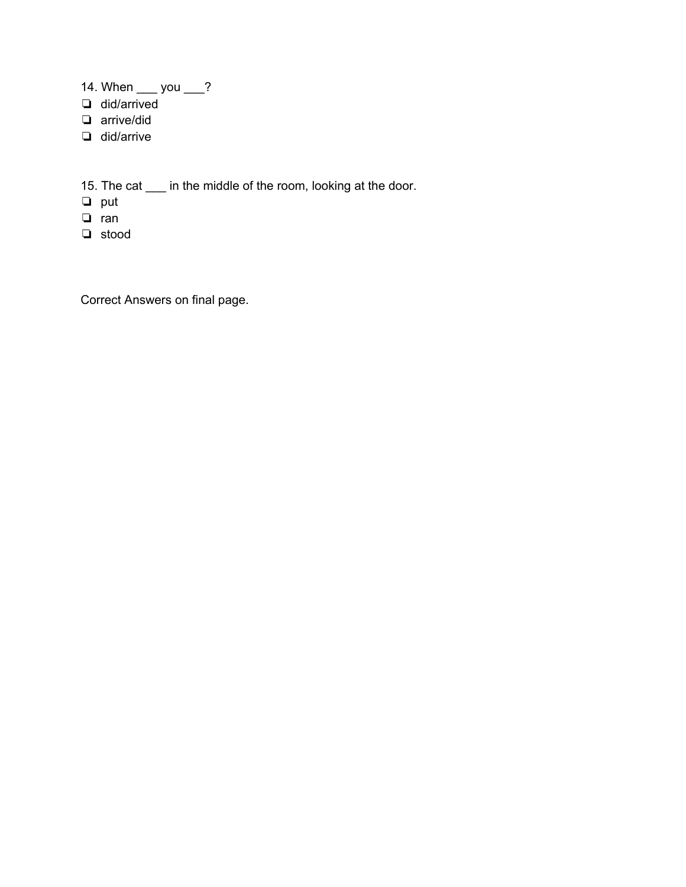14. When ___ you ___?

- ❏ did/arrived
- ❏ arrive/did
- ❏ did/arrive

15. The cat ___ in the middle of the room, looking at the door.

- ❏ put
- ❏ ran
- ❏ stood

Correct Answers on final page.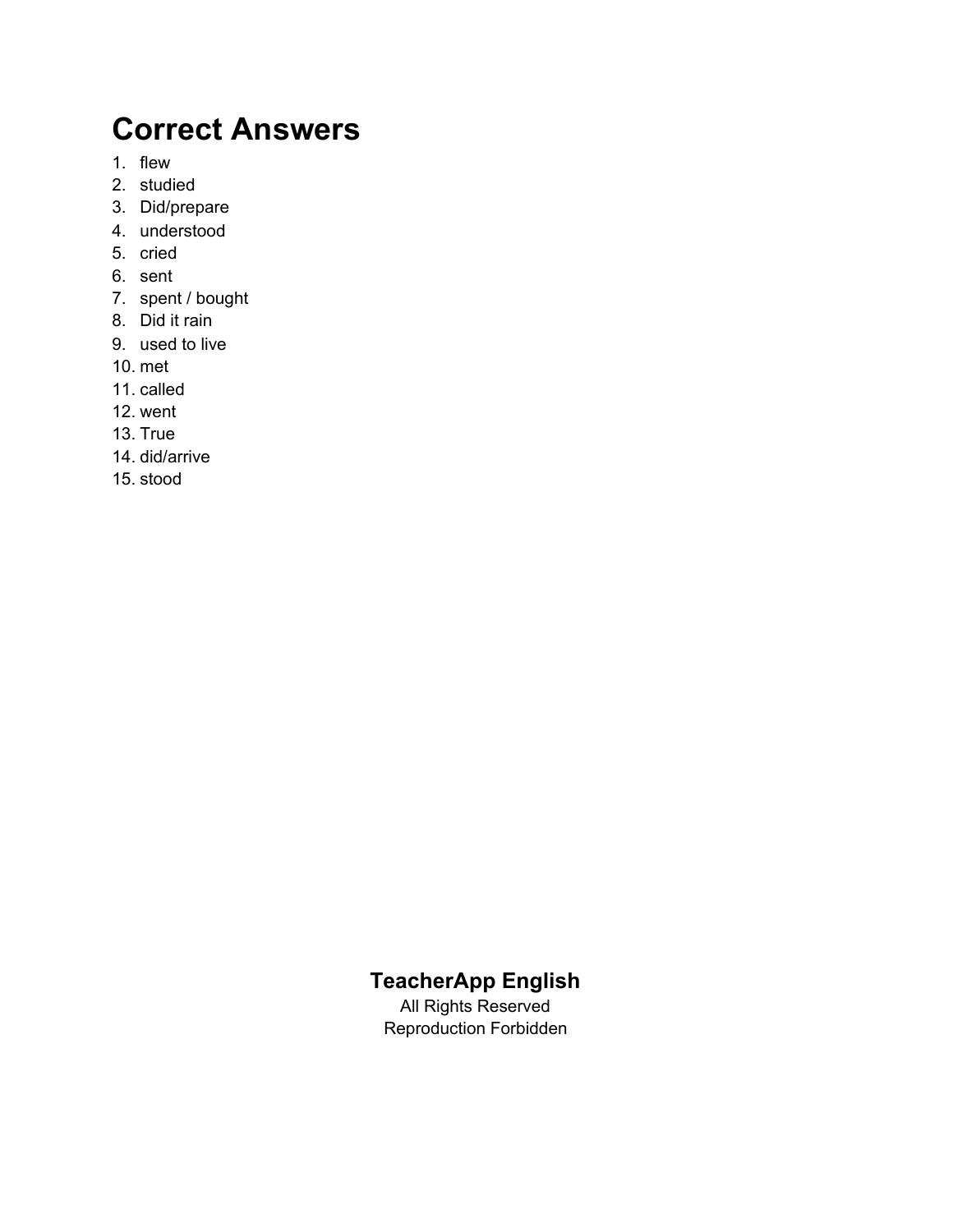# Correct Answers

1. flew
2. studied
3. Did/prepare
4. understood
5. cried
6. sent
7. spent / bought
8. Did it rain
9. used to live
10. met
11. called
12. went
13. True
14. did/arrive
15. stood

**TeacherApp English**
All Rights Reserved
Reproduction Forbidden